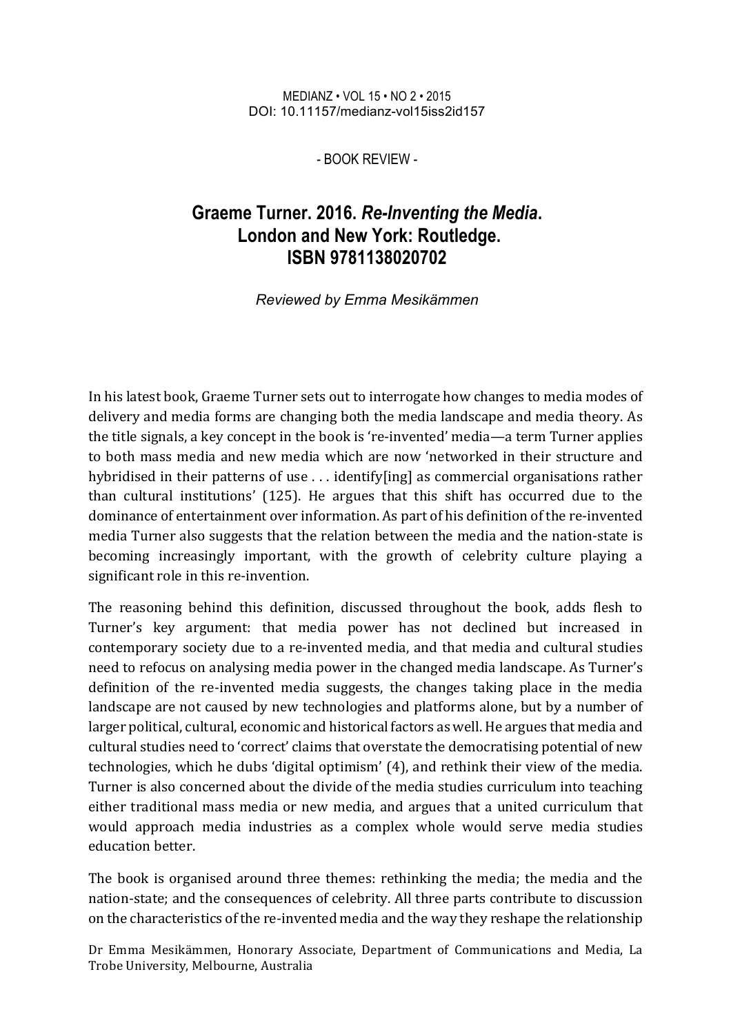- BOOK REVIEW -

# Graeme Turner. 2016. *Re-Inventing the Media*. London and New York: Routledge. ISBN 9781138020702

*Reviewed by Emma Mesikämmen*

In his latest book, Graeme Turner sets out to interrogate how changes to media modes of delivery and media forms are changing both the media landscape and media theory. As the title signals, a key concept in the book is 're-invented' media—a term Turner applies to both mass media and new media which are now 'networked in their structure and hybridised in their patterns of use . . . identify[ing] as commercial organisations rather than cultural institutions' (125). He argues that this shift has occurred due to the dominance of entertainment over information. As part of his definition of the re-invented media Turner also suggests that the relation between the media and the nation-state is becoming increasingly important, with the growth of celebrity culture playing a significant role in this re-invention.

The reasoning behind this definition, discussed throughout the book, adds flesh to Turner's key argument: that media power has not declined but increased in contemporary society due to a re-invented media, and that media and cultural studies need to refocus on analysing media power in the changed media landscape. As Turner's definition of the re-invented media suggests, the changes taking place in the media landscape are not caused by new technologies and platforms alone, but by a number of larger political, cultural, economic and historical factors as well. He argues that media and cultural studies need to 'correct' claims that overstate the democratising potential of new technologies, which he dubs 'digital optimism' (4), and rethink their view of the media. Turner is also concerned about the divide of the media studies curriculum into teaching either traditional mass media or new media, and argues that a united curriculum that would approach media industries as a complex whole would serve media studies education better.

The book is organised around three themes: rethinking the media; the media and the nation-state; and the consequences of celebrity. All three parts contribute to discussion on the characteristics of the re-invented media and the way they reshape the relationship

Dr Emma Mesikämmen, Honorary Associate, Department of Communications and Media, La Trobe University, Melbourne, Australia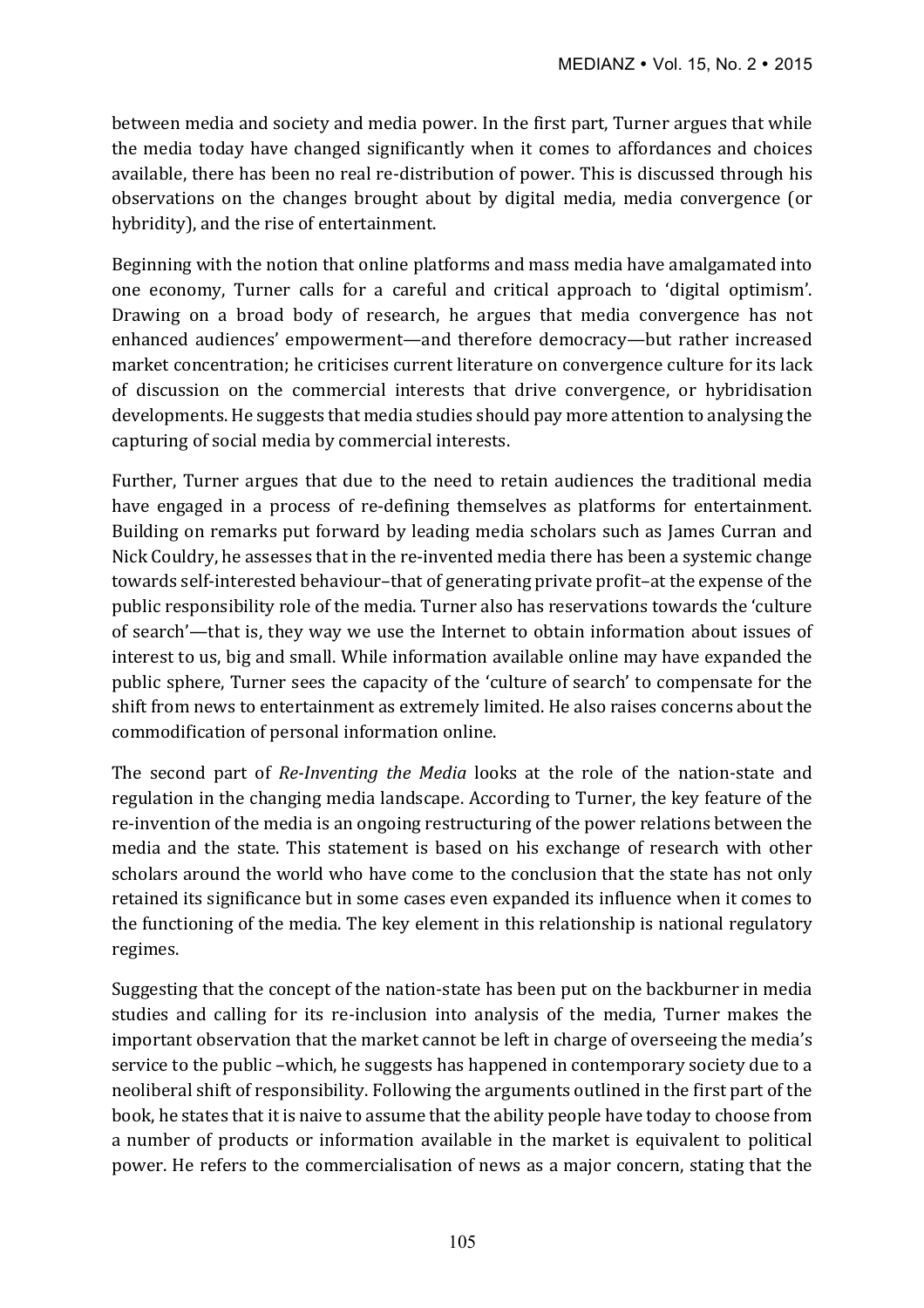between media and society and media power. In the first part, Turner argues that while the media today have changed significantly when it comes to affordances and choices available, there has been no real re-distribution of power. This is discussed through his observations on the changes brought about by digital media, media convergence (or hybridity), and the rise of entertainment.

Beginning with the notion that online platforms and mass media have amalgamated into one economy, Turner calls for a careful and critical approach to 'digital optimism'. Drawing on a broad body of research, he argues that media convergence has not enhanced audiences' empowerment—and therefore democracy—but rather increased market concentration; he criticises current literature on convergence culture for its lack of discussion on the commercial interests that drive convergence, or hybridisation developments. He suggests that media studies should pay more attention to analysing the capturing of social media by commercial interests.

Further, Turner argues that due to the need to retain audiences the traditional media have engaged in a process of re-defining themselves as platforms for entertainment. Building on remarks put forward by leading media scholars such as James Curran and Nick Couldry, he assesses that in the re-invented media there has been a systemic change towards self-interested behaviour–that of generating private profit–at the expense of the public responsibility role of the media. Turner also has reservations towards the 'culture of search'—that is, they way we use the Internet to obtain information about issues of interest to us, big and small. While information available online may have expanded the public sphere, Turner sees the capacity of the 'culture of search' to compensate for the shift from news to entertainment as extremely limited. He also raises concerns about the commodification of personal information online.

The second part of *Re-Inventing the Media* looks at the role of the nation-state and regulation in the changing media landscape. According to Turner, the key feature of the re-invention of the media is an ongoing restructuring of the power relations between the media and the state. This statement is based on his exchange of research with other scholars around the world who have come to the conclusion that the state has not only retained its significance but in some cases even expanded its influence when it comes to the functioning of the media. The key element in this relationship is national regulatory regimes.

Suggesting that the concept of the nation-state has been put on the backburner in media studies and calling for its re-inclusion into analysis of the media, Turner makes the important observation that the market cannot be left in charge of overseeing the media's service to the public –which, he suggests has happened in contemporary society due to a neoliberal shift of responsibility. Following the arguments outlined in the first part of the book, he states that it is naive to assume that the ability people have today to choose from a number of products or information available in the market is equivalent to political power. He refers to the commercialisation of news as a major concern, stating that the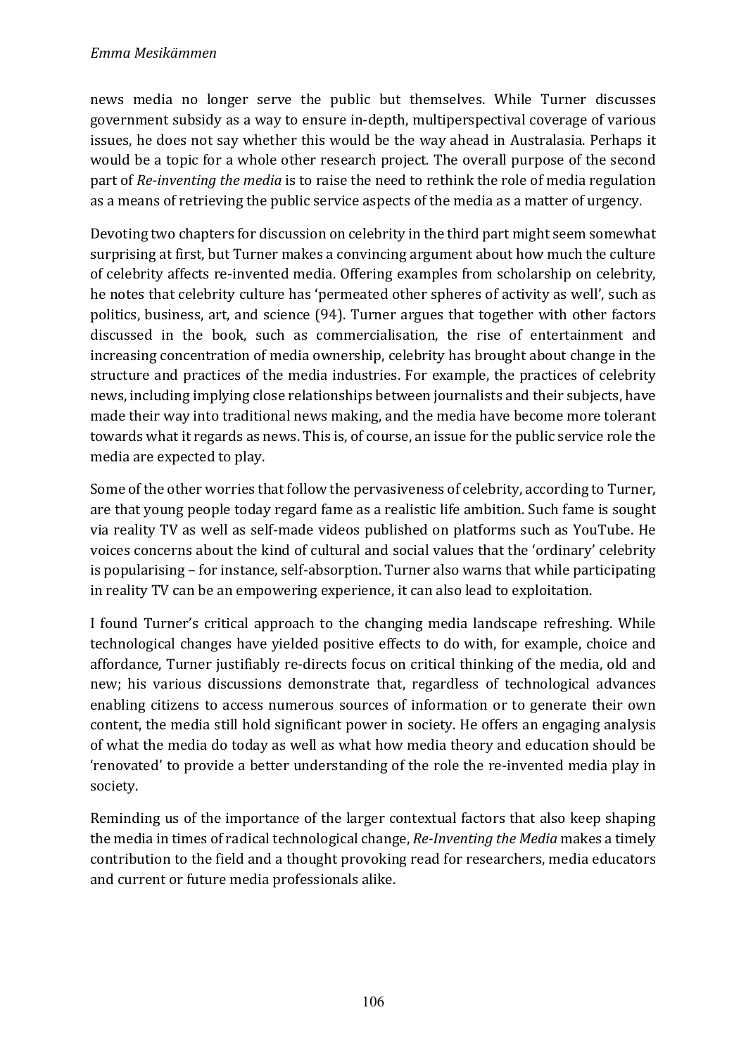news media no longer serve the public but themselves. While Turner discusses government subsidy as a way to ensure in-depth, multiperspectival coverage of various issues, he does not say whether this would be the way ahead in Australasia. Perhaps it would be a topic for a whole other research project. The overall purpose of the second part of *Re-inventing the media* is to raise the need to rethink the role of media regulation as a means of retrieving the public service aspects of the media as a matter of urgency.

Devoting two chapters for discussion on celebrity in the third part might seem somewhat surprising at first, but Turner makes a convincing argument about how much the culture of celebrity affects re-invented media. Offering examples from scholarship on celebrity, he notes that celebrity culture has 'permeated other spheres of activity as well', such as politics, business, art, and science (94). Turner argues that together with other factors discussed in the book, such as commercialisation, the rise of entertainment and increasing concentration of media ownership, celebrity has brought about change in the structure and practices of the media industries. For example, the practices of celebrity news, including implying close relationships between journalists and their subjects, have made their way into traditional news making, and the media have become more tolerant towards what it regards as news. This is, of course, an issue for the public service role the media are expected to play.

Some of the other worries that follow the pervasiveness of celebrity, according to Turner, are that young people today regard fame as a realistic life ambition. Such fame is sought via reality TV as well as self-made videos published on platforms such as YouTube. He voices concerns about the kind of cultural and social values that the 'ordinary' celebrity is popularising – for instance, self-absorption. Turner also warns that while participating in reality TV can be an empowering experience, it can also lead to exploitation.

I found Turner's critical approach to the changing media landscape refreshing. While technological changes have yielded positive effects to do with, for example, choice and affordance, Turner justifiably re-directs focus on critical thinking of the media, old and new; his various discussions demonstrate that, regardless of technological advances enabling citizens to access numerous sources of information or to generate their own content, the media still hold significant power in society. He offers an engaging analysis of what the media do today as well as what how media theory and education should be 'renovated' to provide a better understanding of the role the re-invented media play in society.

Reminding us of the importance of the larger contextual factors that also keep shaping the media in times of radical technological change, *Re-Inventing the Media* makes a timely contribution to the field and a thought provoking read for researchers, media educators and current or future media professionals alike.